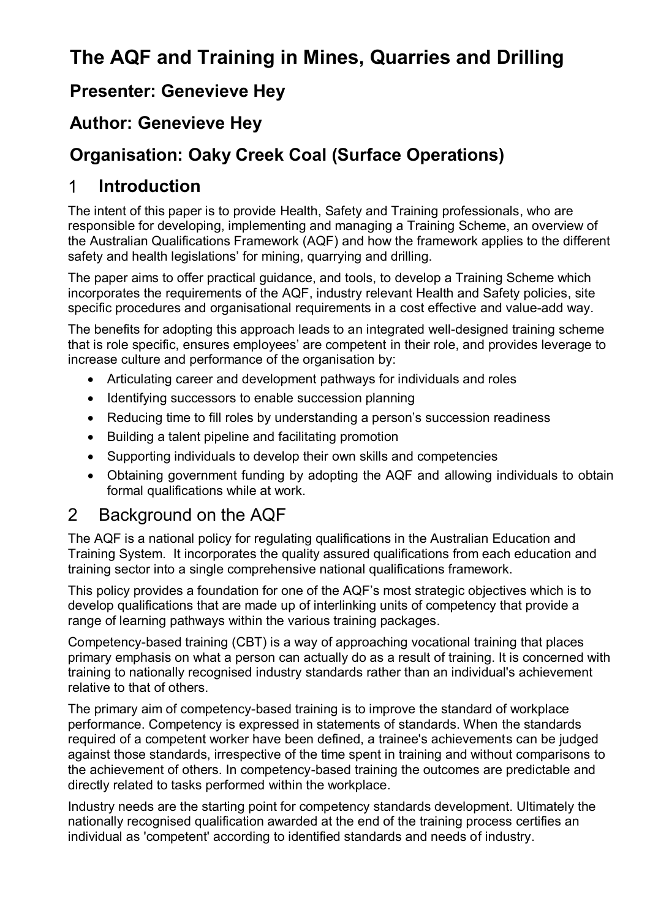# The AQF and Training in Mines, Quarries and Drilling

## Presenter: Genevieve Hey

## Author: Genevieve Hey

## Organisation: Oaky Creek Coal (Surface Operations)

## 1 Introduction

The intent of this paper is to provide Health, Safety and Training professionals, who are responsible for developing, implementing and managing a Training Scheme, an overview of the Australian Qualifications Framework (AQF) and how the framework applies to the different safety and health legislations' for mining, quarrying and drilling.

The paper aims to offer practical guidance, and tools, to develop a Training Scheme which incorporates the requirements of the AQF, industry relevant Health and Safety policies, site specific procedures and organisational requirements in a cost effective and value-add way.

The benefits for adopting this approach leads to an integrated well-designed training scheme that is role specific, ensures employees' are competent in their role, and provides leverage to increase culture and performance of the organisation by:

- Articulating career and development pathways for individuals and roles
- Identifying successors to enable succession planning
- Reducing time to fill roles by understanding a person's succession readiness
- Building a talent pipeline and facilitating promotion
- Supporting individuals to develop their own skills and competencies
- Obtaining government funding by adopting the AQF and allowing individuals to obtain formal qualifications while at work.

## 2 Background on the AQF

The AQF is a national policy for regulating qualifications in the Australian Education and Training System. It incorporates the quality assured qualifications from each education and training sector into a single comprehensive national qualifications framework.

This policy provides a foundation for one of the AQF's most strategic objectives which is to develop qualifications that are made up of interlinking units of competency that provide a range of learning pathways within the various training packages.

Competency-based training (CBT) is a way of approaching vocational training that places primary emphasis on what a person can actually do as a result of training. It is concerned with training to nationally recognised industry standards rather than an individual's achievement relative to that of others.

The primary aim of competency-based training is to improve the standard of workplace performance. Competency is expressed in statements of standards. When the standards required of a competent worker have been defined, a trainee's achievements can be judged against those standards, irrespective of the time spent in training and without comparisons to the achievement of others. In competency-based training the outcomes are predictable and directly related to tasks performed within the workplace.

Industry needs are the starting point for competency standards development. Ultimately the nationally recognised qualification awarded at the end of the training process certifies an individual as 'competent' according to identified standards and needs of industry.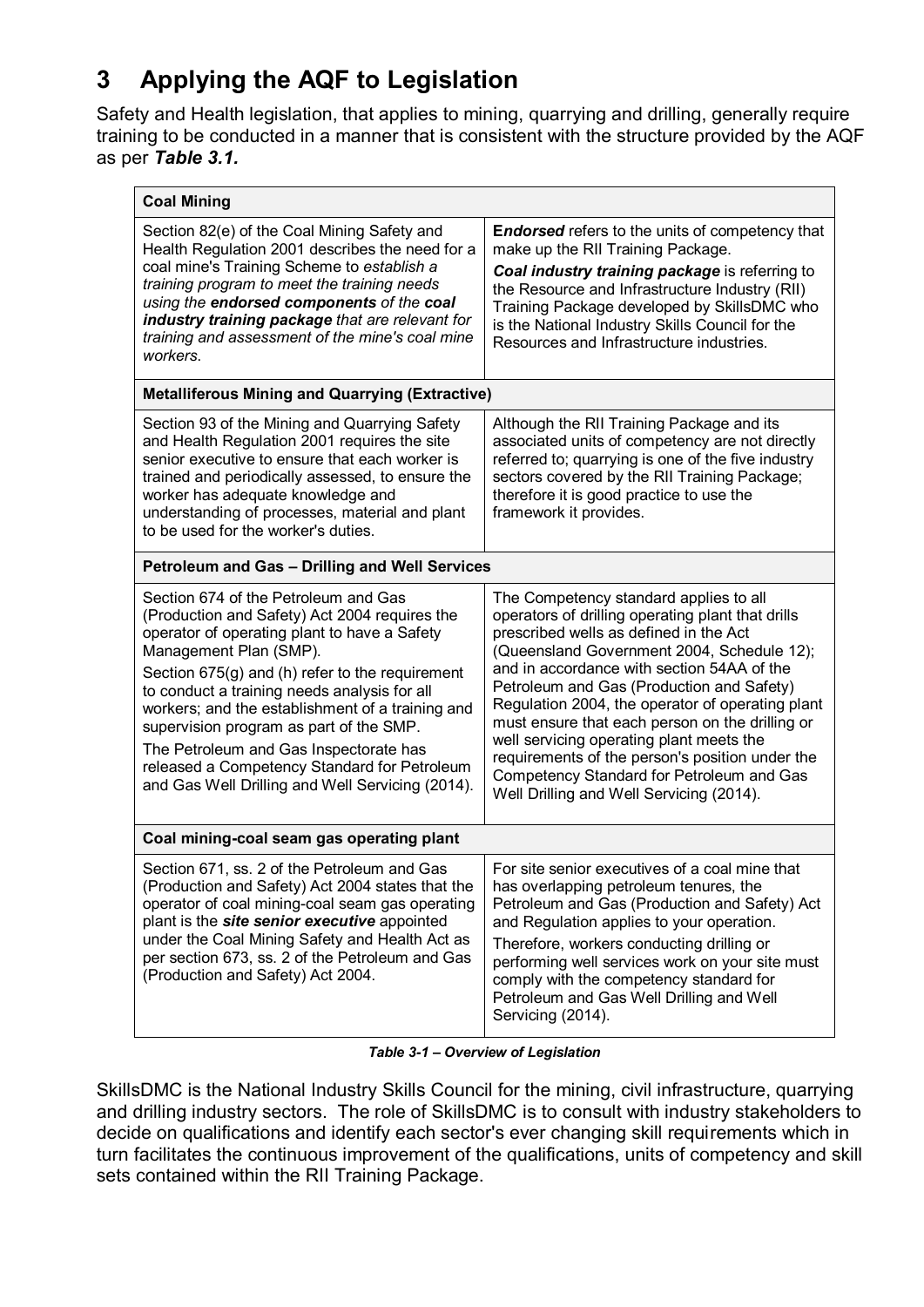# 3 Applying the AQF to Legislation

Safety and Health legislation, that applies to mining, quarrying and drilling, generally require training to be conducted in a manner that is consistent with the structure provided by the AQF as per ***Table 3.1.***

| **Coal Mining** | |
|---|---|
| Section 82(e) of the Coal Mining Safety and Health Regulation 2001 describes the need for a coal mine's Training Scheme to *establish a training program to meet the training needs using the **endorsed components** of the **coal industry training package** that are relevant for training and assessment of the mine's coal mine workers.* | ***Endorsed*** refers to the units of competency that make up the RII Training Package.<br>***Coal industry training package*** is referring to the Resource and Infrastructure Industry (RII) Training Package developed by SkillsDMC who is the National Industry Skills Council for the Resources and Infrastructure industries. |
| **Metalliferous Mining and Quarrying (Extractive)** | |
| Section 93 of the Mining and Quarrying Safety and Health Regulation 2001 requires the site senior executive to ensure that each worker is trained and periodically assessed, to ensure the worker has adequate knowledge and understanding of processes, material and plant to be used for the worker's duties. | Although the RII Training Package and its associated units of competency are not directly referred to; quarrying is one of the five industry sectors covered by the RII Training Package; therefore it is good practice to use the framework it provides. |
| **Petroleum and Gas – Drilling and Well Services** | |
| Section 674 of the Petroleum and Gas (Production and Safety) Act 2004 requires the operator of operating plant to have a Safety Management Plan (SMP).<br>Section 675(g) and (h) refer to the requirement to conduct a training needs analysis for all workers; and the establishment of a training and supervision program as part of the SMP.<br>The Petroleum and Gas Inspectorate has released a Competency Standard for Petroleum and Gas Well Drilling and Well Servicing (2014). | The Competency standard applies to all operators of drilling operating plant that drills prescribed wells as defined in the Act (Queensland Government 2004, Schedule 12); and in accordance with section 54AA of the Petroleum and Gas (Production and Safety) Regulation 2004, the operator of operating plant must ensure that each person on the drilling or well servicing operating plant meets the requirements of the person's position under the Competency Standard for Petroleum and Gas Well Drilling and Well Servicing (2014). |
| **Coal mining-coal seam gas operating plant** | |
| Section 671, ss. 2 of the Petroleum and Gas (Production and Safety) Act 2004 states that the operator of coal mining-coal seam gas operating plant is the ***site senior executive*** appointed under the Coal Mining Safety and Health Act as per section 673, ss. 2 of the Petroleum and Gas (Production and Safety) Act 2004. | For site senior executives of a coal mine that has overlapping petroleum tenures, the Petroleum and Gas (Production and Safety) Act and Regulation applies to your operation.<br>Therefore, workers conducting drilling or performing well services work on your site must comply with the competency standard for Petroleum and Gas Well Drilling and Well Servicing (2014). |

***Table 3-1 – Overview of Legislation***

SkillsDMC is the National Industry Skills Council for the mining, civil infrastructure, quarrying and drilling industry sectors. The role of SkillsDMC is to consult with industry stakeholders to decide on qualifications and identify each sector's ever changing skill requirements which in turn facilitates the continuous improvement of the qualifications, units of competency and skill sets contained within the RII Training Package.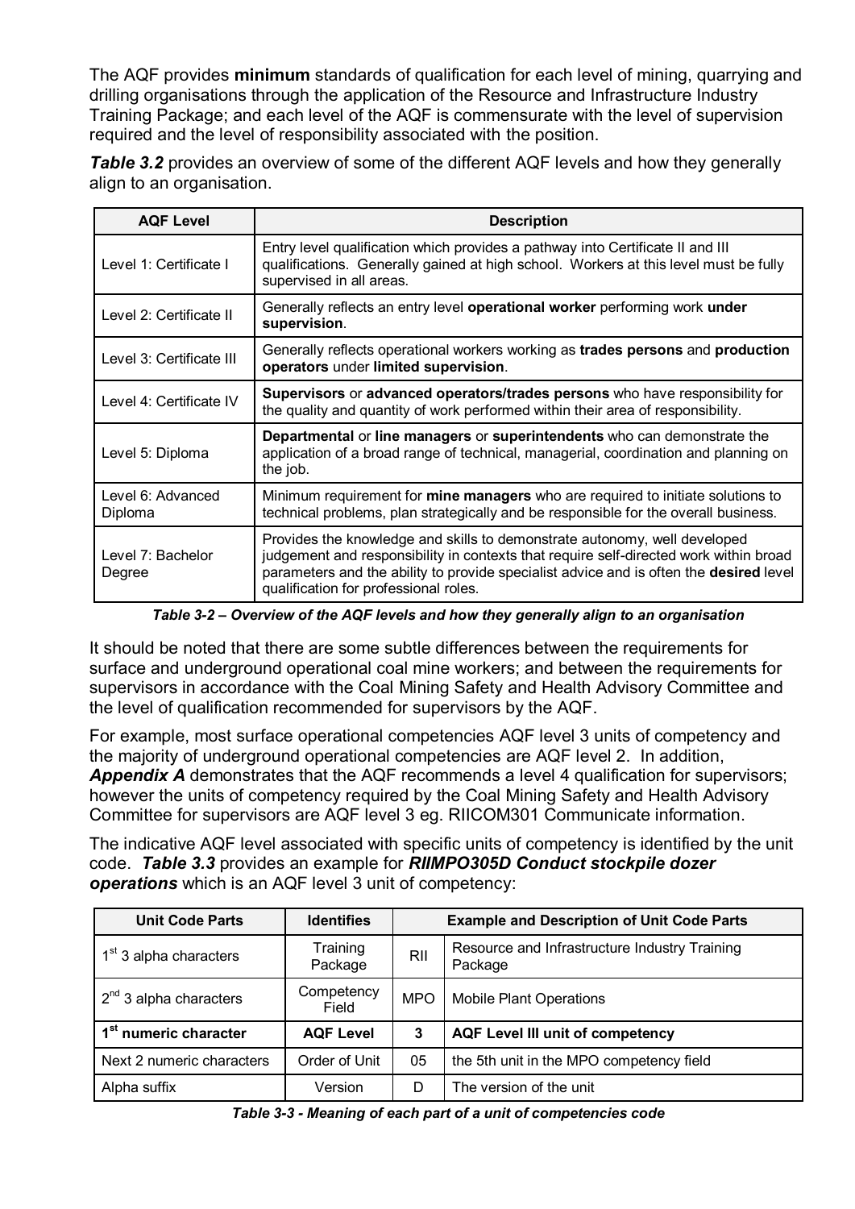The AQF provides **minimum** standards of qualification for each level of mining, quarrying and drilling organisations through the application of the Resource and Infrastructure Industry Training Package; and each level of the AQF is commensurate with the level of supervision required and the level of responsibility associated with the position.

***Table 3.2*** provides an overview of some of the different AQF levels and how they generally align to an organisation.

| AQF Level | Description |
|---|---|
| Level 1: Certificate I | Entry level qualification which provides a pathway into Certificate II and III qualifications. Generally gained at high school. Workers at this level must be fully supervised in all areas. |
| Level 2: Certificate II | Generally reflects an entry level **operational worker** performing work **under supervision**. |
| Level 3: Certificate III | Generally reflects operational workers working as **trades persons** and **production operators** under **limited supervision**. |
| Level 4: Certificate IV | **Supervisors** or **advanced operators/trades persons** who have responsibility for the quality and quantity of work performed within their area of responsibility. |
| Level 5: Diploma | **Departmental** or **line managers** or **superintendents** who can demonstrate the application of a broad range of technical, managerial, coordination and planning on the job. |
| Level 6: Advanced Diploma | Minimum requirement for **mine managers** who are required to initiate solutions to technical problems, plan strategically and be responsible for the overall business. |
| Level 7: Bachelor Degree | Provides the knowledge and skills to demonstrate autonomy, well developed judgement and responsibility in contexts that require self-directed work within broad parameters and the ability to provide specialist advice and is often the **desired** level qualification for professional roles. |

***Table 3-2 – Overview of the AQF levels and how they generally align to an organisation***

It should be noted that there are some subtle differences between the requirements for surface and underground operational coal mine workers; and between the requirements for supervisors in accordance with the Coal Mining Safety and Health Advisory Committee and the level of qualification recommended for supervisors by the AQF.

For example, most surface operational competencies AQF level 3 units of competency and the majority of underground operational competencies are AQF level 2. In addition, ***Appendix A*** demonstrates that the AQF recommends a level 4 qualification for supervisors; however the units of competency required by the Coal Mining Safety and Health Advisory Committee for supervisors are AQF level 3 eg. RIICOM301 Communicate information.

The indicative AQF level associated with specific units of competency is identified by the unit code. ***Table 3.3*** provides an example for ***RIIMPO305D Conduct stockpile dozer operations*** which is an AQF level 3 unit of competency:

| Unit Code Parts | Identifies | Example and Description of Unit Code Parts | |
|---|---|---|---|
| 1st 3 alpha characters | Training Package | RII | Resource and Infrastructure Industry Training Package |
| 2nd 3 alpha characters | Competency Field | MPO | Mobile Plant Operations |
| **1st numeric character** | **AQF Level** | **3** | **AQF Level III unit of competency** |
| Next 2 numeric characters | Order of Unit | 05 | the 5th unit in the MPO competency field |
| Alpha suffix | Version | D | The version of the unit |

***Table 3-3 - Meaning of each part of a unit of competencies code***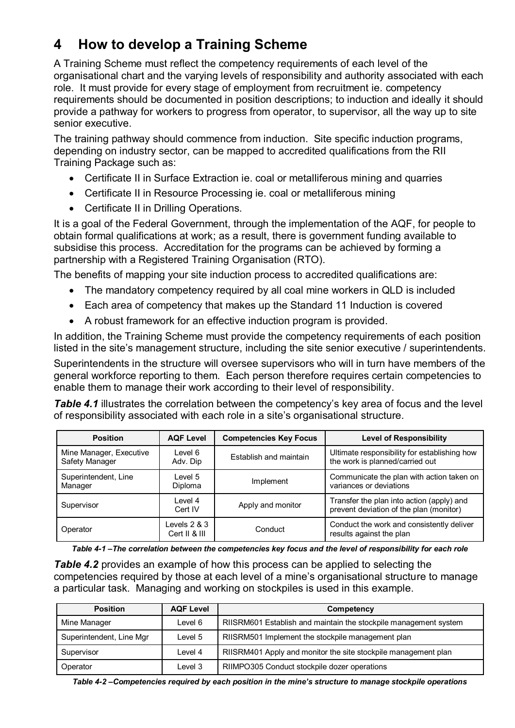# 4 How to develop a Training Scheme

A Training Scheme must reflect the competency requirements of each level of the organisational chart and the varying levels of responsibility and authority associated with each role. It must provide for every stage of employment from recruitment ie. competency requirements should be documented in position descriptions; to induction and ideally it should provide a pathway for workers to progress from operator, to supervisor, all the way up to site senior executive.

The training pathway should commence from induction. Site specific induction programs, depending on industry sector, can be mapped to accredited qualifications from the RII Training Package such as:

- Certificate II in Surface Extraction ie. coal or metalliferous mining and quarries
- Certificate II in Resource Processing ie. coal or metalliferous mining
- Certificate II in Drilling Operations.

It is a goal of the Federal Government, through the implementation of the AQF, for people to obtain formal qualifications at work; as a result, there is government funding available to subsidise this process. Accreditation for the programs can be achieved by forming a partnership with a Registered Training Organisation (RTO).

The benefits of mapping your site induction process to accredited qualifications are:

- The mandatory competency required by all coal mine workers in QLD is included
- Each area of competency that makes up the Standard 11 Induction is covered
- A robust framework for an effective induction program is provided.

In addition, the Training Scheme must provide the competency requirements of each position listed in the site's management structure, including the site senior executive / superintendents.

Superintendents in the structure will oversee supervisors who will in turn have members of the general workforce reporting to them. Each person therefore requires certain competencies to enable them to manage their work according to their level of responsibility.

***Table 4.1*** illustrates the correlation between the competency's key area of focus and the level of responsibility associated with each role in a site's organisational structure.

| Position | AQF Level | Competencies Key Focus | Level of Responsibility |
|---|---|---|---|
| Mine Manager, Executive Safety Manager | Level 6 Adv. Dip | Establish and maintain | Ultimate responsibility for establishing how the work is planned/carried out |
| Superintendent, Line Manager | Level 5 Diploma | Implement | Communicate the plan with action taken on variances or deviations |
| Supervisor | Level 4 Cert IV | Apply and monitor | Transfer the plan into action (apply) and prevent deviation of the plan (monitor) |
| Operator | Levels 2 & 3 Cert II & III | Conduct | Conduct the work and consistently deliver results against the plan |

***Table 4-1 –The correlation between the competencies key focus and the level of responsibility for each role***

***Table 4.2*** provides an example of how this process can be applied to selecting the competencies required by those at each level of a mine's organisational structure to manage a particular task. Managing and working on stockpiles is used in this example.

| Position | AQF Level | Competency |
|---|---|---|
| Mine Manager | Level 6 | RIISRM601 Establish and maintain the stockpile management system |
| Superintendent, Line Mgr | Level 5 | RIISRM501 Implement the stockpile management plan |
| Supervisor | Level 4 | RIISRM401 Apply and monitor the site stockpile management plan |
| Operator | Level 3 | RIIMPO305 Conduct stockpile dozer operations |

***Table 4-2 –Competencies required by each position in the mine's structure to manage stockpile operations***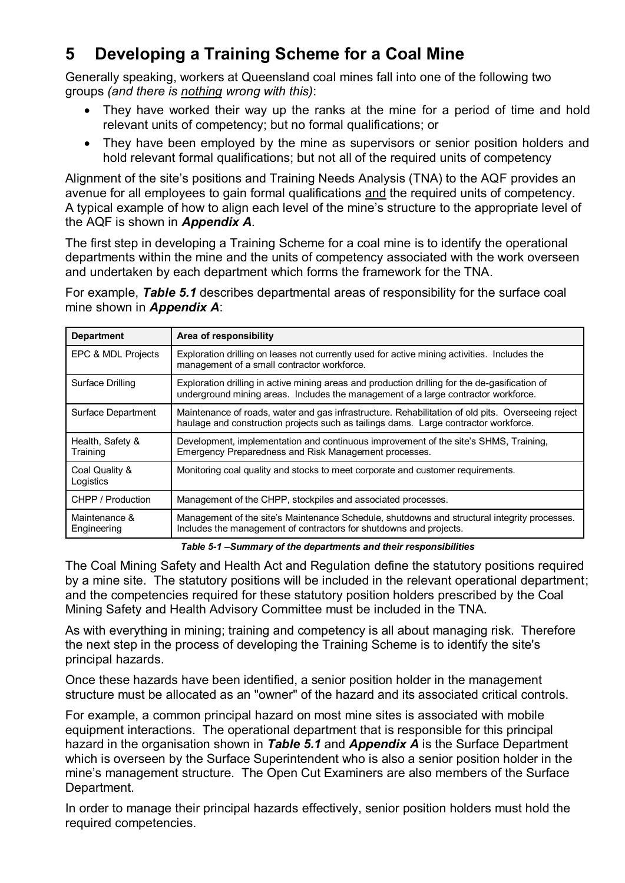# 5 Developing a Training Scheme for a Coal Mine

Generally speaking, workers at Queensland coal mines fall into one of the following two groups *(and there is nothing wrong with this)*:

- They have worked their way up the ranks at the mine for a period of time and hold relevant units of competency; but no formal qualifications; or
- They have been employed by the mine as supervisors or senior position holders and hold relevant formal qualifications; but not all of the required units of competency

Alignment of the site's positions and Training Needs Analysis (TNA) to the AQF provides an avenue for all employees to gain formal qualifications and the required units of competency. A typical example of how to align each level of the mine's structure to the appropriate level of the AQF is shown in ***Appendix A***.

The first step in developing a Training Scheme for a coal mine is to identify the operational departments within the mine and the units of competency associated with the work overseen and undertaken by each department which forms the framework for the TNA.

For example, ***Table 5.1*** describes departmental areas of responsibility for the surface coal mine shown in ***Appendix A***:

| Department | Area of responsibility |
|---|---|
| EPC & MDL Projects | Exploration drilling on leases not currently used for active mining activities. Includes the management of a small contractor workforce. |
| Surface Drilling | Exploration drilling in active mining areas and production drilling for the de-gasification of underground mining areas. Includes the management of a large contractor workforce. |
| Surface Department | Maintenance of roads, water and gas infrastructure. Rehabilitation of old pits. Overseeing reject haulage and construction projects such as tailings dams. Large contractor workforce. |
| Health, Safety & Training | Development, implementation and continuous improvement of the site's SHMS, Training, Emergency Preparedness and Risk Management processes. |
| Coal Quality & Logistics | Monitoring coal quality and stocks to meet corporate and customer requirements. |
| CHPP / Production | Management of the CHPP, stockpiles and associated processes. |
| Maintenance & Engineering | Management of the site's Maintenance Schedule, shutdowns and structural integrity processes. Includes the management of contractors for shutdowns and projects. |

***Table 5-1 –Summary of the departments and their responsibilities***

The Coal Mining Safety and Health Act and Regulation define the statutory positions required by a mine site. The statutory positions will be included in the relevant operational department; and the competencies required for these statutory position holders prescribed by the Coal Mining Safety and Health Advisory Committee must be included in the TNA.

As with everything in mining; training and competency is all about managing risk. Therefore the next step in the process of developing the Training Scheme is to identify the site's principal hazards.

Once these hazards have been identified, a senior position holder in the management structure must be allocated as an "owner" of the hazard and its associated critical controls.

For example, a common principal hazard on most mine sites is associated with mobile equipment interactions. The operational department that is responsible for this principal hazard in the organisation shown in ***Table 5.1*** and ***Appendix A*** is the Surface Department which is overseen by the Surface Superintendent who is also a senior position holder in the mine's management structure. The Open Cut Examiners are also members of the Surface Department.

In order to manage their principal hazards effectively, senior position holders must hold the required competencies.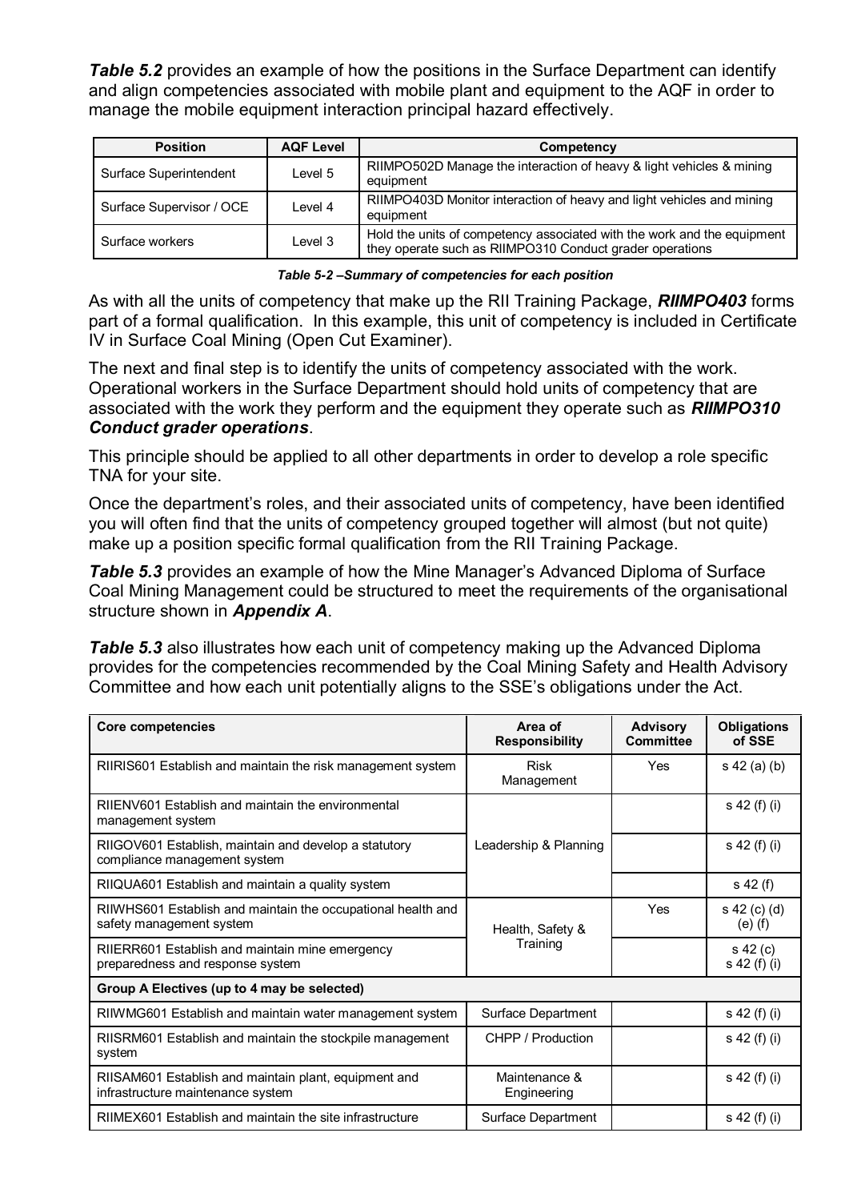***Table 5.2*** provides an example of how the positions in the Surface Department can identify and align competencies associated with mobile plant and equipment to the AQF in order to manage the mobile equipment interaction principal hazard effectively.

| Position | AQF Level | Competency |
|---|---|---|
| Surface Superintendent | Level 5 | RIIMPO502D Manage the interaction of heavy & light vehicles & mining equipment |
| Surface Supervisor / OCE | Level 4 | RIIMPO403D Monitor interaction of heavy and light vehicles and mining equipment |
| Surface workers | Level 3 | Hold the units of competency associated with the work and the equipment they operate such as RIIMPO310 Conduct grader operations |

***Table 5-2 –Summary of competencies for each position***

As with all the units of competency that make up the RII Training Package, ***RIIMPO403*** forms part of a formal qualification. In this example, this unit of competency is included in Certificate IV in Surface Coal Mining (Open Cut Examiner).

The next and final step is to identify the units of competency associated with the work. Operational workers in the Surface Department should hold units of competency that are associated with the work they perform and the equipment they operate such as ***RIIMPO310 Conduct grader operations***.

This principle should be applied to all other departments in order to develop a role specific TNA for your site.

Once the department's roles, and their associated units of competency, have been identified you will often find that the units of competency grouped together will almost (but not quite) make up a position specific formal qualification from the RII Training Package.

***Table 5.3*** provides an example of how the Mine Manager's Advanced Diploma of Surface Coal Mining Management could be structured to meet the requirements of the organisational structure shown in ***Appendix A***.

***Table 5.3*** also illustrates how each unit of competency making up the Advanced Diploma provides for the competencies recommended by the Coal Mining Safety and Health Advisory Committee and how each unit potentially aligns to the SSE's obligations under the Act.

| Core competencies | Area of Responsibility | Advisory Committee | Obligations of SSE |
|---|---|---|---|
| RIIRIS601 Establish and maintain the risk management system | Risk Management | Yes | s 42 (a) (b) |
| RIIENV601 Establish and maintain the environmental management system | Leadership & Planning | | s 42 (f) (i) |
| RIIGOV601 Establish, maintain and develop a statutory compliance management system | | | s 42 (f) (i) |
| RIIQUA601 Establish and maintain a quality system | | | s 42 (f) |
| RIIWHS601 Establish and maintain the occupational health and safety management system | Health, Safety & Training | Yes | s 42 (c) (d) (e) (f) |
| RIIERR601 Establish and maintain mine emergency preparedness and response system | | | s 42 (c) s 42 (f) (i) |
| **Group A Electives (up to 4 may be selected)** | | | |
| RIIWMG601 Establish and maintain water management system | Surface Department | | s 42 (f) (i) |
| RIISRM601 Establish and maintain the stockpile management system | CHPP / Production | | s 42 (f) (i) |
| RIISAM601 Establish and maintain plant, equipment and infrastructure maintenance system | Maintenance & Engineering | | s 42 (f) (i) |
| RIIMEX601 Establish and maintain the site infrastructure | Surface Department | | s 42 (f) (i) |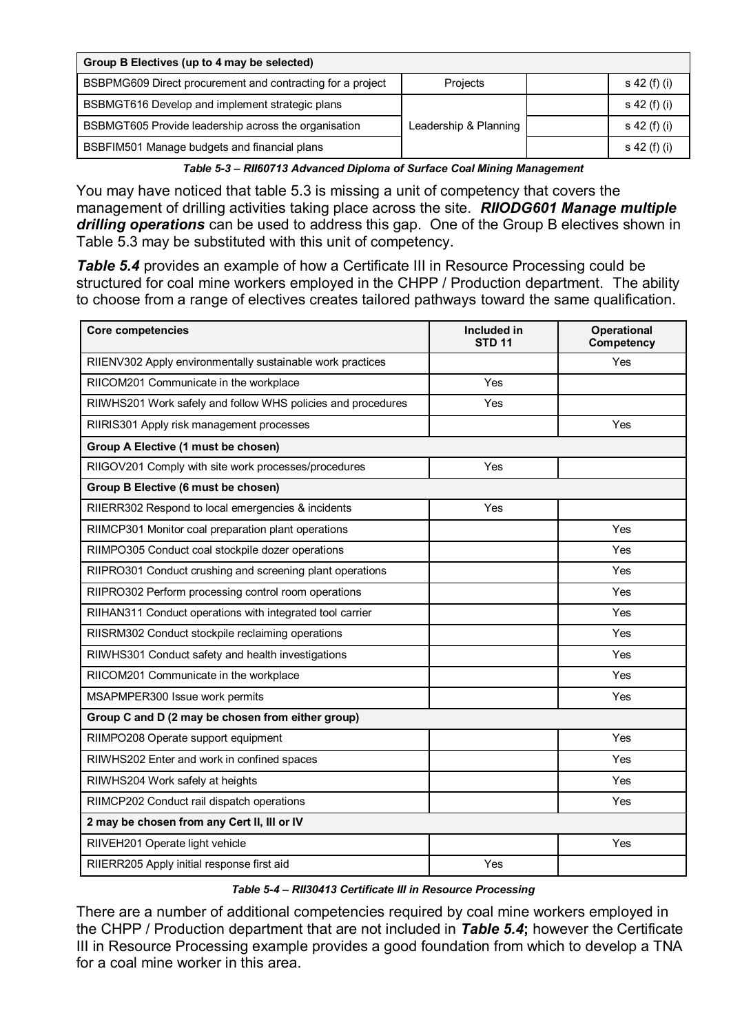| Group B Electives (up to 4 may be selected) | | | |
|---|---|---|---|
| BSBPMG609 Direct procurement and contracting for a project | Projects | | s 42 (f) (i) |
| BSBMGT616 Develop and implement strategic plans | Leadership & Planning | | s 42 (f) (i) |
| BSBMGT605 Provide leadership across the organisation | | | s 42 (f) (i) |
| BSBFIM501 Manage budgets and financial plans | | | s 42 (f) (i) |

***Table 5-3 – RII60713 Advanced Diploma of Surface Coal Mining Management***

You may have noticed that table 5.3 is missing a unit of competency that covers the management of drilling activities taking place across the site. ***RIIODG601 Manage multiple drilling operations*** can be used to address this gap. One of the Group B electives shown in Table 5.3 may be substituted with this unit of competency.

***Table 5.4*** provides an example of how a Certificate III in Resource Processing could be structured for coal mine workers employed in the CHPP / Production department. The ability to choose from a range of electives creates tailored pathways toward the same qualification.

| Core competencies | Included in STD 11 | Operational Competency |
|---|---|---|
| RIIENV302 Apply environmentally sustainable work practices | | Yes |
| RIICOM201 Communicate in the workplace | Yes | |
| RIIWHS201 Work safely and follow WHS policies and procedures | Yes | |
| RIIRIS301 Apply risk management processes | | Yes |
| **Group A Elective (1 must be chosen)** | | |
| RIIGOV201 Comply with site work processes/procedures | Yes | |
| **Group B Elective (6 must be chosen)** | | |
| RIIERR302 Respond to local emergencies & incidents | Yes | |
| RIIMCP301 Monitor coal preparation plant operations | | Yes |
| RIIMPO305 Conduct coal stockpile dozer operations | | Yes |
| RIIPRO301 Conduct crushing and screening plant operations | | Yes |
| RIIPRO302 Perform processing control room operations | | Yes |
| RIIHAN311 Conduct operations with integrated tool carrier | | Yes |
| RIISRM302 Conduct stockpile reclaiming operations | | Yes |
| RIIWHS301 Conduct safety and health investigations | | Yes |
| RIICOM201 Communicate in the workplace | | Yes |
| MSAPMPER300 Issue work permits | | Yes |
| **Group C and D (2 may be chosen from either group)** | | |
| RIIMPO208 Operate support equipment | | Yes |
| RIIWHS202 Enter and work in confined spaces | | Yes |
| RIIWHS204 Work safely at heights | | Yes |
| RIIMCP202 Conduct rail dispatch operations | | Yes |
| **2 may be chosen from any Cert II, III or IV** | | |
| RIIVEH201 Operate light vehicle | | Yes |
| RIIERR205 Apply initial response first aid | Yes | |

***Table 5-4 – RII30413 Certificate III in Resource Processing***

There are a number of additional competencies required by coal mine workers employed in the CHPP / Production department that are not included in ***Table 5.4*****;** however the Certificate III in Resource Processing example provides a good foundation from which to develop a TNA for a coal mine worker in this area.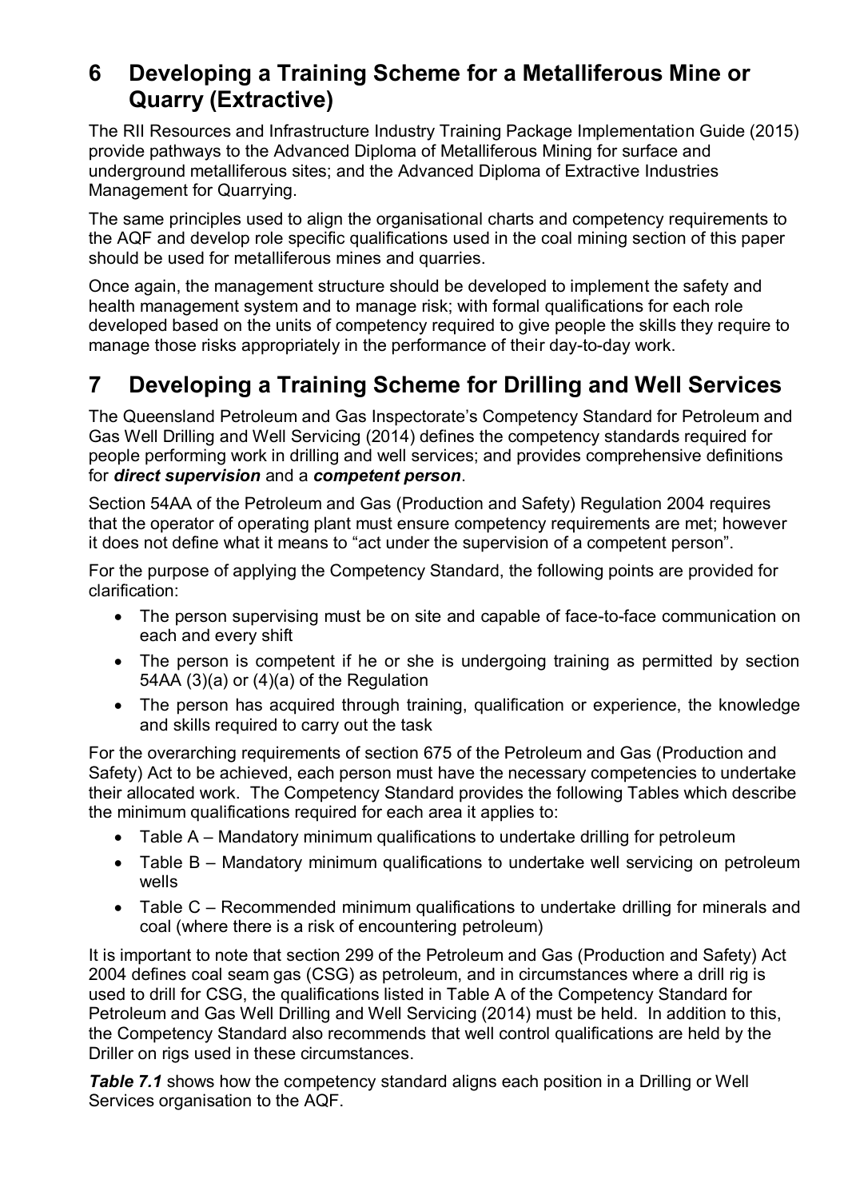## 6 Developing a Training Scheme for a Metalliferous Mine or Quarry (Extractive)

The RII Resources and Infrastructure Industry Training Package Implementation Guide (2015) provide pathways to the Advanced Diploma of Metalliferous Mining for surface and underground metalliferous sites; and the Advanced Diploma of Extractive Industries Management for Quarrying.

The same principles used to align the organisational charts and competency requirements to the AQF and develop role specific qualifications used in the coal mining section of this paper should be used for metalliferous mines and quarries.

Once again, the management structure should be developed to implement the safety and health management system and to manage risk; with formal qualifications for each role developed based on the units of competency required to give people the skills they require to manage those risks appropriately in the performance of their day-to-day work.

## 7 Developing a Training Scheme for Drilling and Well Services

The Queensland Petroleum and Gas Inspectorate's Competency Standard for Petroleum and Gas Well Drilling and Well Servicing (2014) defines the competency standards required for people performing work in drilling and well services; and provides comprehensive definitions for ***direct supervision*** and a ***competent person***.

Section 54AA of the Petroleum and Gas (Production and Safety) Regulation 2004 requires that the operator of operating plant must ensure competency requirements are met; however it does not define what it means to "act under the supervision of a competent person".

For the purpose of applying the Competency Standard, the following points are provided for clarification:

- The person supervising must be on site and capable of face-to-face communication on each and every shift
- The person is competent if he or she is undergoing training as permitted by section 54AA (3)(a) or (4)(a) of the Regulation
- The person has acquired through training, qualification or experience, the knowledge and skills required to carry out the task

For the overarching requirements of section 675 of the Petroleum and Gas (Production and Safety) Act to be achieved, each person must have the necessary competencies to undertake their allocated work. The Competency Standard provides the following Tables which describe the minimum qualifications required for each area it applies to:

- Table A – Mandatory minimum qualifications to undertake drilling for petroleum
- Table B – Mandatory minimum qualifications to undertake well servicing on petroleum wells
- Table C – Recommended minimum qualifications to undertake drilling for minerals and coal (where there is a risk of encountering petroleum)

It is important to note that section 299 of the Petroleum and Gas (Production and Safety) Act 2004 defines coal seam gas (CSG) as petroleum, and in circumstances where a drill rig is used to drill for CSG, the qualifications listed in Table A of the Competency Standard for Petroleum and Gas Well Drilling and Well Servicing (2014) must be held. In addition to this, the Competency Standard also recommends that well control qualifications are held by the Driller on rigs used in these circumstances.

***Table 7.1*** shows how the competency standard aligns each position in a Drilling or Well Services organisation to the AQF.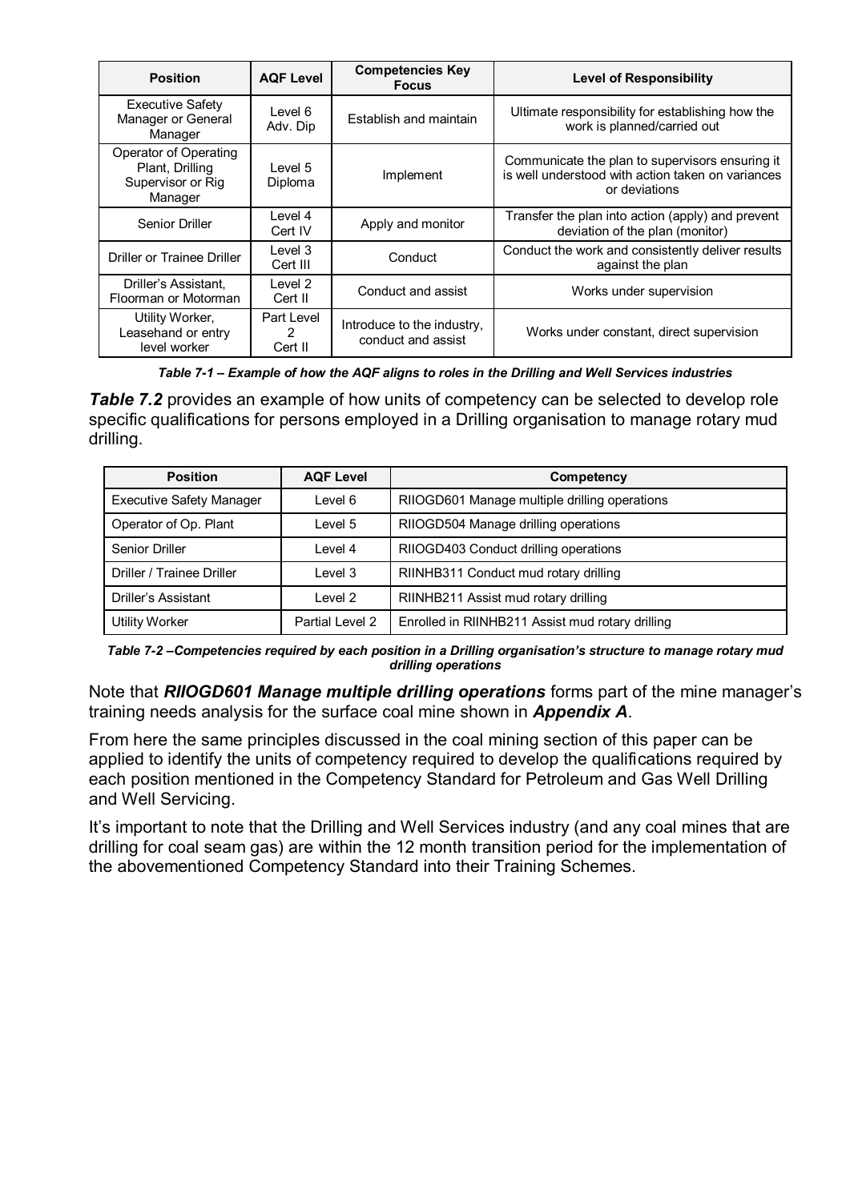| Position | AQF Level | Competencies Key Focus | Level of Responsibility |
|---|---|---|---|
| Executive Safety Manager or General Manager | Level 6 Adv. Dip | Establish and maintain | Ultimate responsibility for establishing how the work is planned/carried out |
| Operator of Operating Plant, Drilling Supervisor or Rig Manager | Level 5 Diploma | Implement | Communicate the plan to supervisors ensuring it is well understood with action taken on variances or deviations |
| Senior Driller | Level 4 Cert IV | Apply and monitor | Transfer the plan into action (apply) and prevent deviation of the plan (monitor) |
| Driller or Trainee Driller | Level 3 Cert III | Conduct | Conduct the work and consistently deliver results against the plan |
| Driller's Assistant, Floorman or Motorman | Level 2 Cert II | Conduct and assist | Works under supervision |
| Utility Worker, Leasehand or entry level worker | Part Level 2 Cert II | Introduce to the industry, conduct and assist | Works under constant, direct supervision |

***Table 7-1 – Example of how the AQF aligns to roles in the Drilling and Well Services industries***

***Table 7.2*** provides an example of how units of competency can be selected to develop role specific qualifications for persons employed in a Drilling organisation to manage rotary mud drilling.

| Position | AQF Level | Competency |
|---|---|---|
| Executive Safety Manager | Level 6 | RIIOGD601 Manage multiple drilling operations |
| Operator of Op. Plant | Level 5 | RIIOGD504 Manage drilling operations |
| Senior Driller | Level 4 | RIIOGD403 Conduct drilling operations |
| Driller / Trainee Driller | Level 3 | RIINHB311 Conduct mud rotary drilling |
| Driller's Assistant | Level 2 | RIINHB211 Assist mud rotary drilling |
| Utility Worker | Partial Level 2 | Enrolled in RIINHB211 Assist mud rotary drilling |

***Table 7-2 –Competencies required by each position in a Drilling organisation's structure to manage rotary mud drilling operations***

Note that ***RIIOGD601 Manage multiple drilling operations*** forms part of the mine manager's training needs analysis for the surface coal mine shown in ***Appendix A***.

From here the same principles discussed in the coal mining section of this paper can be applied to identify the units of competency required to develop the qualifications required by each position mentioned in the Competency Standard for Petroleum and Gas Well Drilling and Well Servicing.

It's important to note that the Drilling and Well Services industry (and any coal mines that are drilling for coal seam gas) are within the 12 month transition period for the implementation of the abovementioned Competency Standard into their Training Schemes.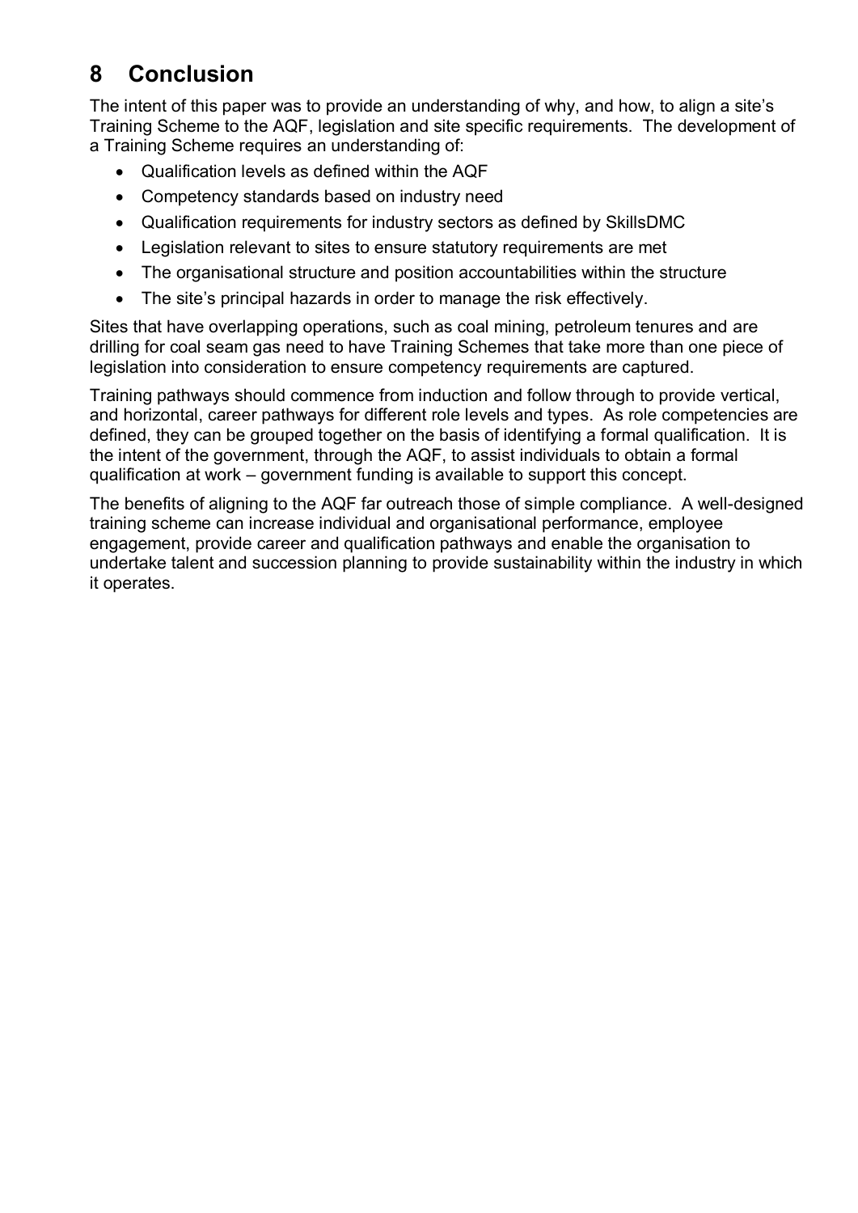# 8 Conclusion

The intent of this paper was to provide an understanding of why, and how, to align a site's Training Scheme to the AQF, legislation and site specific requirements. The development of a Training Scheme requires an understanding of:

- Qualification levels as defined within the AQF
- Competency standards based on industry need
- Qualification requirements for industry sectors as defined by SkillsDMC
- Legislation relevant to sites to ensure statutory requirements are met
- The organisational structure and position accountabilities within the structure
- The site's principal hazards in order to manage the risk effectively.

Sites that have overlapping operations, such as coal mining, petroleum tenures and are drilling for coal seam gas need to have Training Schemes that take more than one piece of legislation into consideration to ensure competency requirements are captured.

Training pathways should commence from induction and follow through to provide vertical, and horizontal, career pathways for different role levels and types. As role competencies are defined, they can be grouped together on the basis of identifying a formal qualification. It is the intent of the government, through the AQF, to assist individuals to obtain a formal qualification at work – government funding is available to support this concept.

The benefits of aligning to the AQF far outreach those of simple compliance. A well-designed training scheme can increase individual and organisational performance, employee engagement, provide career and qualification pathways and enable the organisation to undertake talent and succession planning to provide sustainability within the industry in which it operates.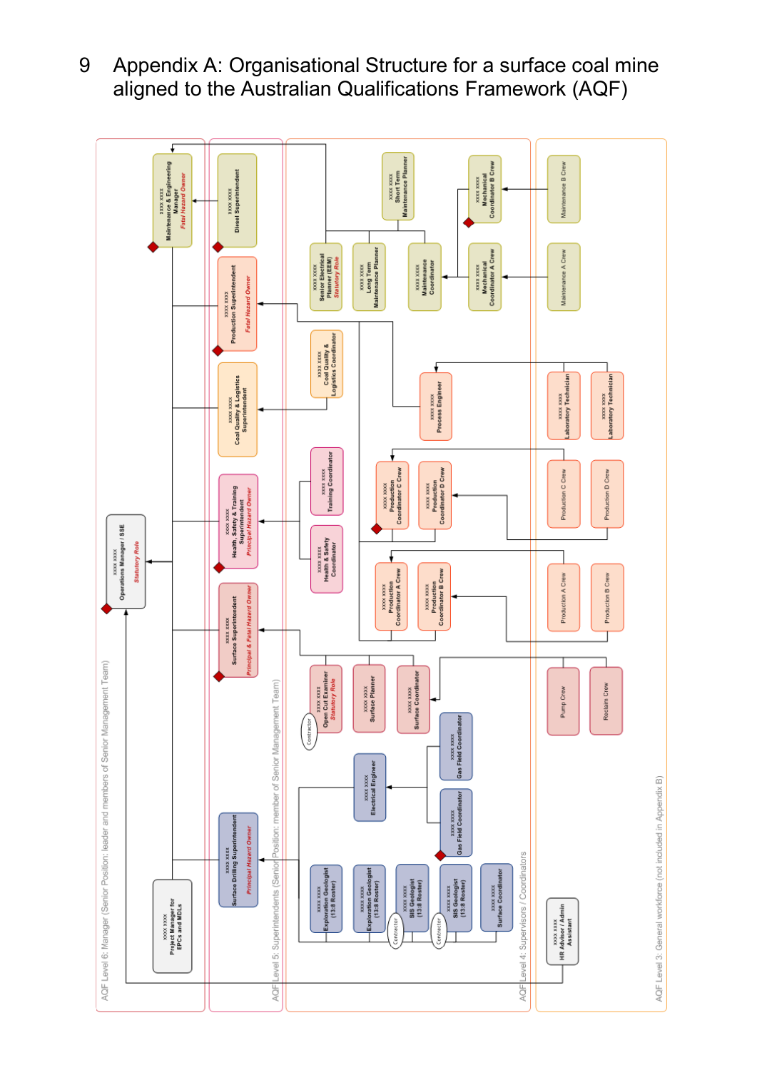# 9 Appendix A: Organisational Structure for a surface coal mine aligned to the Australian Qualifications Framework (AQF)

AQF Level 6: Manager (Senior Position: leader and members of Senior Management Team)

xxxx xxxx
Operations Manager / SSE
*Statutory Role*

xxxx xxxx
Maintenance & Engineering Manager
*Fatal Hazard Owner*

xxxx xxxx
Project Manager for EPCs and MDLs

AQF Level 5: Superintendents (Senior Position: member of Senior Management Team)

xxxx xxxx
Diesel Superintendent

xxxx xxxx
Production Superintendent
*Fatal Hazard Owner*

xxxx xxxx
Coal Quality & Logistics Superintendent

xxxx xxxx
Health, Safety & Training Superintendent
*Principal Hazard Owner*

xxxx xxxx
Surface Superintendent
*Principal & Fatal Hazard Owner*

xxxx xxxx
Surface Drilling Superintendent
*Principal Hazard Owner*

AQF Level 4: Supervisors / Coordinators

xxxx xxxx
Senior Electrical Planner (EEM)
*Statutory Role*

xxxx xxxx
Long Term Maintenance Planner

xxxx xxxx
Short Term Maintenance Planner

xxxx xxxx
Maintenance Coordinator

xxxx xxxx
Mechanical Coordinator A Crew

xxxx xxxx
Mechanical Coordinator B Crew

xxxx xxxx
Coal Quality & Logistics Coordinator

xxxx xxxx
Process Engineer

xxxx xxxx
Training Coordinator

xxxx xxxx
Health & Safety Coordinator

xxxx xxxx
Production Coordinator C Crew

xxxx xxxx
Production Coordinator D Crew

xxxx xxxx
Production Coordinator A Crew

xxxx xxxx
Production Coordinator B Crew

xxxx xxxx
Open Cut Examiner
*Statutory Role*

Contractor

xxxx xxxx
Surface Planner

xxxx xxxx
Surface Coordinator

xxxx xxxx
Electrical Engineer

xxxx xxxx
Gas Field Coordinator

xxxx xxxx
Gas Field Coordinator

xxxx xxxx
Exploration Geologist (13:8 Roster)

xxxx xxxx
Exploration Geologist (13:8 Roster)

Contractor

xxxx xxxx
SIS Geologist (13:8 Roster)

Contractor

xxxx xxxx
SIS Geologist (13:8 Roster)

xxxx xxxx
Surface Coordinator

AQF Level 3: General workforce (not included in Appendix B)

Maintenance B Crew

Maintenance A Crew

xxxx xxxx
Laboratory Technician

xxxx xxxx
Laboratory Technician

Production C Crew

Production D Crew

Production A Crew

Production B Crew

Pump Crew

Reclaim Crew

xxxx xxxx
HR Advisor / Admin Assistant